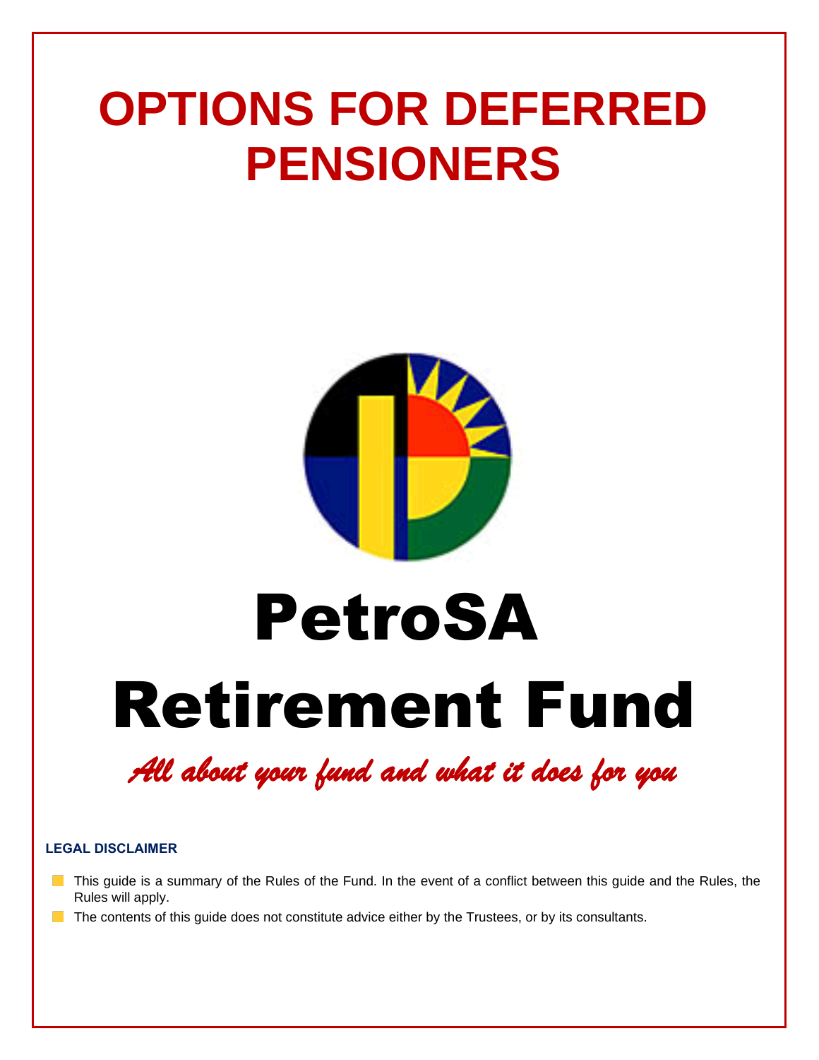# OPTIONS FOR DEFERRED PENSIONERS

# PetroSA Retirement Fund

*All about your fund and what it does for you*

**LEGAL DISCLAIMER**

- This guide is a summary of the Rules of the Fund. In the event of a conflict between this guide and the Rules, the Rules will apply.
- The contents of this guide does not constitute advice either by the Trustees, or by its consultants.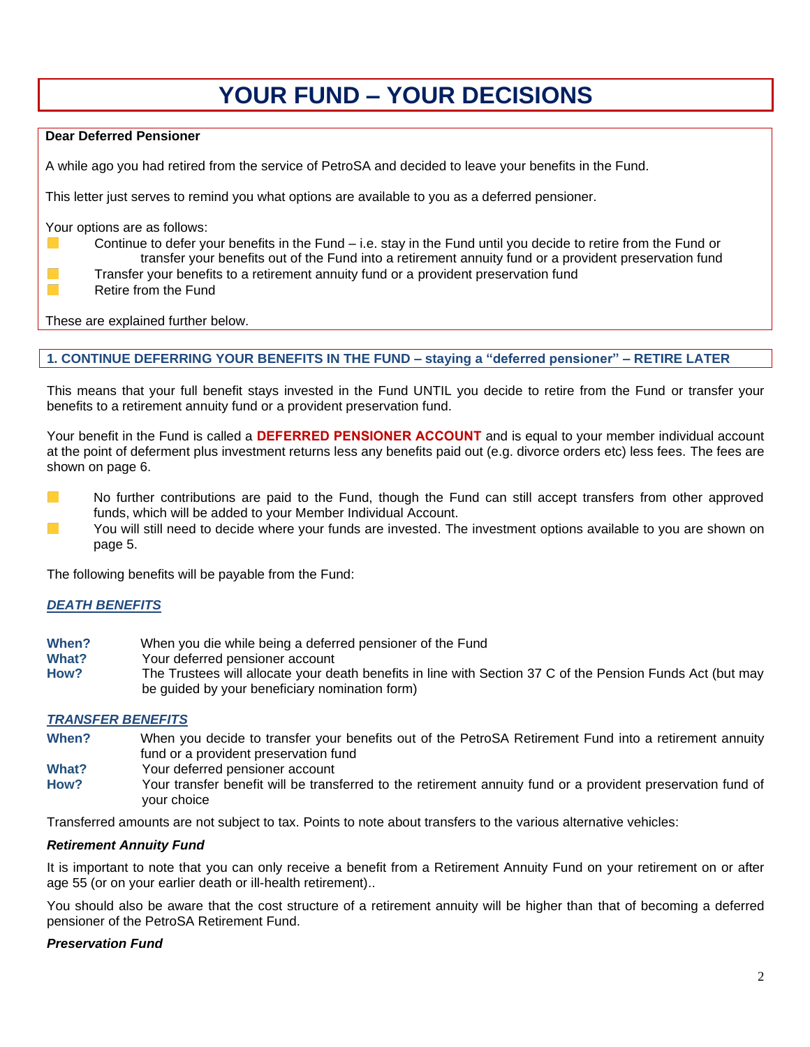# YOUR FUND – YOUR DECISIONS

**Dear Deferred Pensioner**

A while ago you had retired from the service of PetroSA and decided to leave your benefits in the Fund.

This letter just serves to remind you what options are available to you as a deferred pensioner.

Your options are as follows:

- Continue to defer your benefits in the Fund – i.e. stay in the Fund until you decide to retire from the Fund or transfer your benefits out of the Fund into a retirement annuity fund or a provident preservation fund
- Transfer your benefits to a retirement annuity fund or a provident preservation fund
- Retire from the Fund

These are explained further below.

## 1. CONTINUE DEFERRING YOUR BENEFITS IN THE FUND – staying a "deferred pensioner" – RETIRE LATER

This means that your full benefit stays invested in the Fund UNTIL you decide to retire from the Fund or transfer your benefits to a retirement annuity fund or a provident preservation fund.

Your benefit in the Fund is called a **DEFERRED PENSIONER ACCOUNT** and is equal to your member individual account at the point of deferment plus investment returns less any benefits paid out (e.g. divorce orders etc) less fees. The fees are shown on page 6.

- No further contributions are paid to the Fund, though the Fund can still accept transfers from other approved funds, which will be added to your Member Individual Account.
- You will still need to decide where your funds are invested. The investment options available to you are shown on page 5.

The following benefits will be payable from the Fund:

***DEATH BENEFITS***

**When?** When you die while being a deferred pensioner of the Fund
**What?** Your deferred pensioner account
**How?** The Trustees will allocate your death benefits in line with Section 37 C of the Pension Funds Act (but may be guided by your beneficiary nomination form)

***TRANSFER BENEFITS***

**When?** When you decide to transfer your benefits out of the PetroSA Retirement Fund into a retirement annuity fund or a provident preservation fund
**What?** Your deferred pensioner account
**How?** Your transfer benefit will be transferred to the retirement annuity fund or a provident preservation fund of your choice

Transferred amounts are not subject to tax. Points to note about transfers to the various alternative vehicles:

***Retirement Annuity Fund***

It is important to note that you can only receive a benefit from a Retirement Annuity Fund on your retirement on or after age 55 (or on your earlier death or ill-health retirement)..

You should also be aware that the cost structure of a retirement annuity will be higher than that of becoming a deferred pensioner of the PetroSA Retirement Fund.

***Preservation Fund***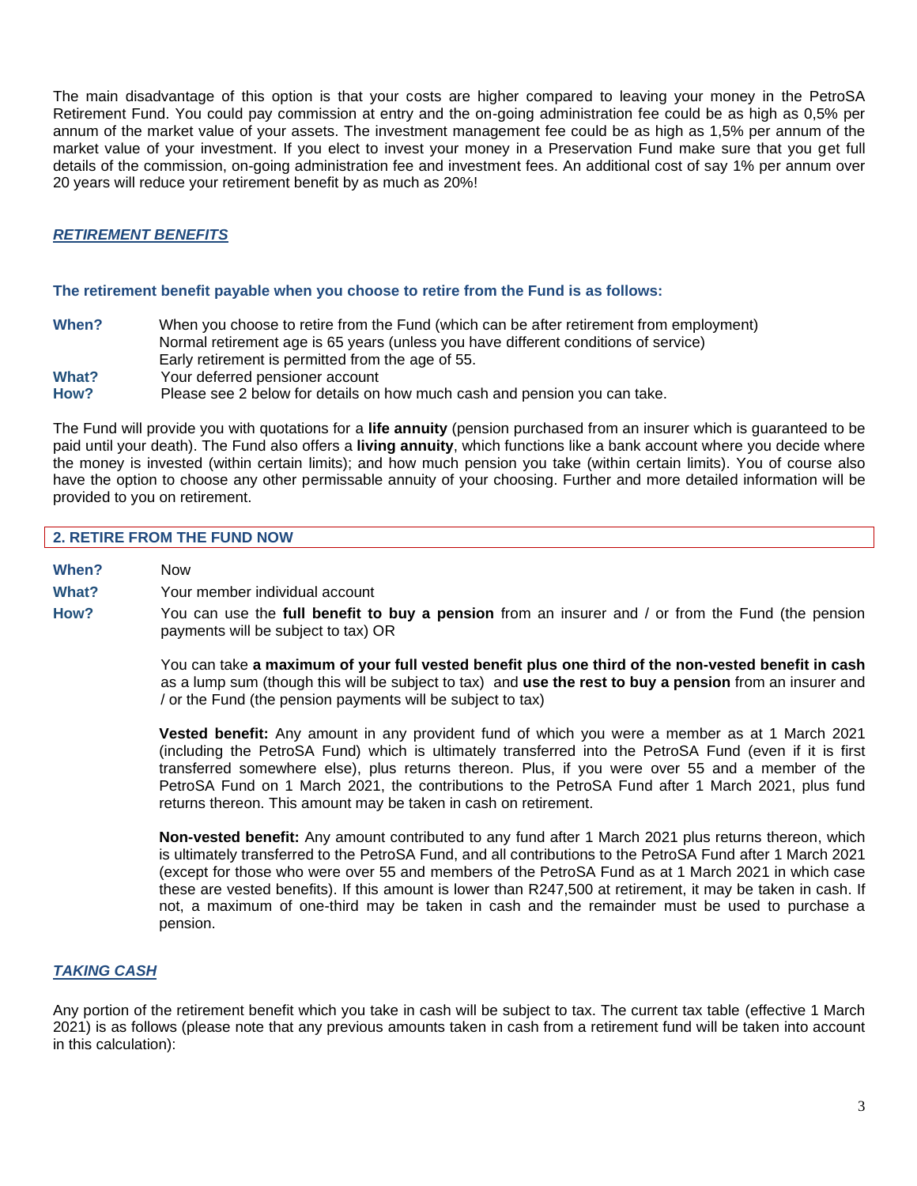The main disadvantage of this option is that your costs are higher compared to leaving your money in the PetroSA Retirement Fund. You could pay commission at entry and the on-going administration fee could be as high as 0,5% per annum of the market value of your assets. The investment management fee could be as high as 1,5% per annum of the market value of your investment. If you elect to invest your money in a Preservation Fund make sure that you get full details of the commission, on-going administration fee and investment fees. An additional cost of say 1% per annum over 20 years will reduce your retirement benefit by as much as 20%!

***RETIREMENT BENEFITS***

**The retirement benefit payable when you choose to retire from the Fund is as follows:**

**When?** When you choose to retire from the Fund (which can be after retirement from employment)
Normal retirement age is 65 years (unless you have different conditions of service)
Early retirement is permitted from the age of 55.

**What?** Your deferred pensioner account

**How?** Please see 2 below for details on how much cash and pension you can take.

The Fund will provide you with quotations for a **life annuity** (pension purchased from an insurer which is guaranteed to be paid until your death). The Fund also offers a **living annuity**, which functions like a bank account where you decide where the money is invested (within certain limits); and how much pension you take (within certain limits). You of course also have the option to choose any other permissable annuity of your choosing. Further and more detailed information will be provided to you on retirement.

## 2. RETIRE FROM THE FUND NOW

**When?** Now

**What?** Your member individual account

**How?** You can use the **full benefit to buy a pension** from an insurer and / or from the Fund (the pension payments will be subject to tax) OR

You can take **a maximum of your full vested benefit plus one third of the non-vested benefit in cash** as a lump sum (though this will be subject to tax) and **use the rest to buy a pension** from an insurer and / or the Fund (the pension payments will be subject to tax)

**Vested benefit:** Any amount in any provident fund of which you were a member as at 1 March 2021 (including the PetroSA Fund) which is ultimately transferred into the PetroSA Fund (even if it is first transferred somewhere else), plus returns thereon. Plus, if you were over 55 and a member of the PetroSA Fund on 1 March 2021, the contributions to the PetroSA Fund after 1 March 2021, plus fund returns thereon. This amount may be taken in cash on retirement.

**Non-vested benefit:** Any amount contributed to any fund after 1 March 2021 plus returns thereon, which is ultimately transferred to the PetroSA Fund, and all contributions to the PetroSA Fund after 1 March 2021 (except for those who were over 55 and members of the PetroSA Fund as at 1 March 2021 in which case these are vested benefits). If this amount is lower than R247,500 at retirement, it may be taken in cash. If not, a maximum of one-third may be taken in cash and the remainder must be used to purchase a pension.

***TAKING CASH***

Any portion of the retirement benefit which you take in cash will be subject to tax. The current tax table (effective 1 March 2021) is as follows (please note that any previous amounts taken in cash from a retirement fund will be taken into account in this calculation):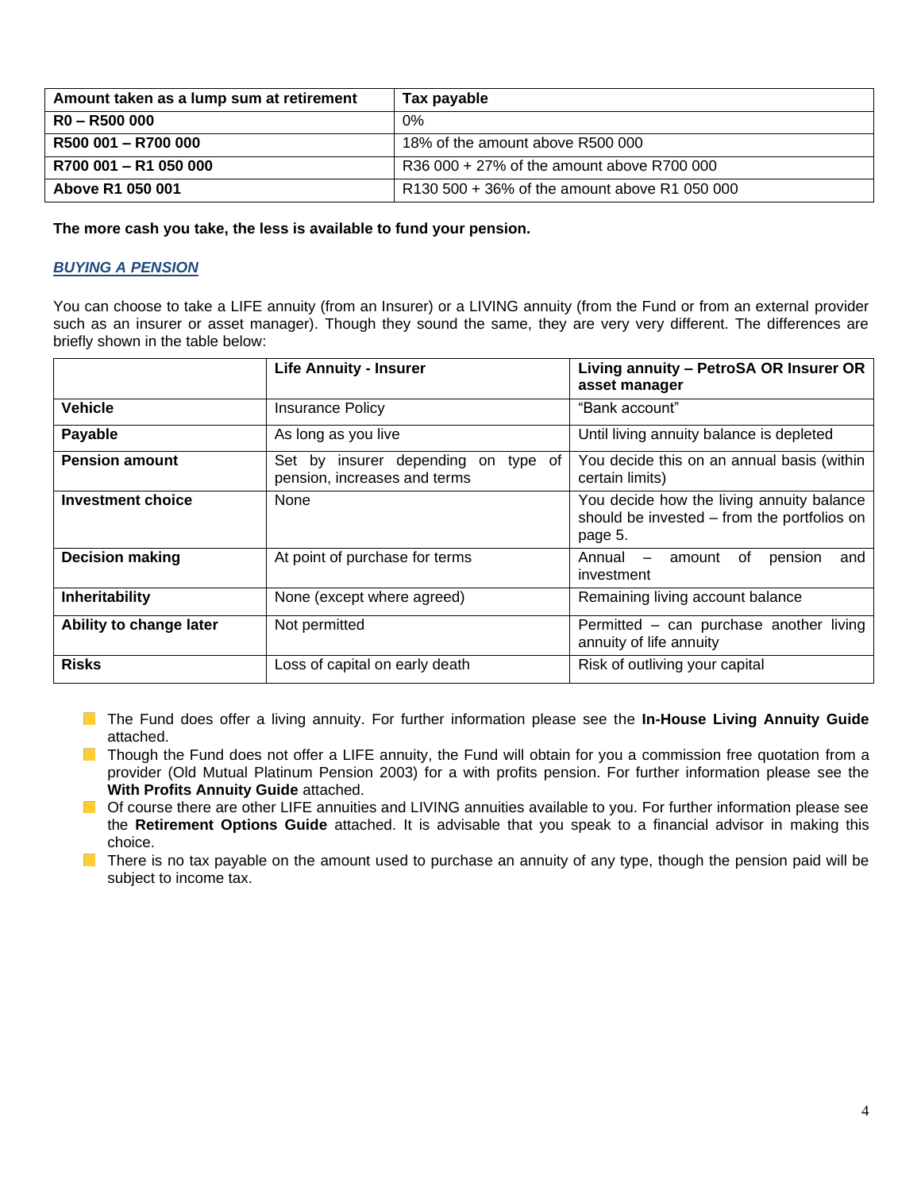| Amount taken as a lump sum at retirement | Tax payable |
| --- | --- |
| **R0 – R500 000** | 0% |
| **R500 001 – R700 000** | 18% of the amount above R500 000 |
| **R700 001 – R1 050 000** | R36 000 + 27% of the amount above R700 000 |
| **Above R1 050 001** | R130 500 + 36% of the amount above R1 050 000 |

**The more cash you take, the less is available to fund your pension.**

## ***BUYING A PENSION***

You can choose to take a LIFE annuity (from an Insurer) or a LIVING annuity (from the Fund or from an external provider such as an insurer or asset manager). Though they sound the same, they are very very different. The differences are briefly shown in the table below:

| | Life Annuity - Insurer | Living annuity – PetroSA OR Insurer OR asset manager |
| --- | --- | --- |
| **Vehicle** | Insurance Policy | "Bank account" |
| **Payable** | As long as you live | Until living annuity balance is depleted |
| **Pension amount** | Set by insurer depending on type of pension, increases and terms | You decide this on an annual basis (within certain limits) |
| **Investment choice** | None | You decide how the living annuity balance should be invested – from the portfolios on page 5. |
| **Decision making** | At point of purchase for terms | Annual – amount of pension and investment |
| **Inheritability** | None (except where agreed) | Remaining living account balance |
| **Ability to change later** | Not permitted | Permitted – can purchase another living annuity of life annuity |
| **Risks** | Loss of capital on early death | Risk of outliving your capital |

- The Fund does offer a living annuity. For further information please see the **In-House Living Annuity Guide** attached.
- Though the Fund does not offer a LIFE annuity, the Fund will obtain for you a commission free quotation from a provider (Old Mutual Platinum Pension 2003) for a with profits pension. For further information please see the **With Profits Annuity Guide** attached.
- Of course there are other LIFE annuities and LIVING annuities available to you. For further information please see the **Retirement Options Guide** attached. It is advisable that you speak to a financial advisor in making this choice.
- There is no tax payable on the amount used to purchase an annuity of any type, though the pension paid will be subject to income tax.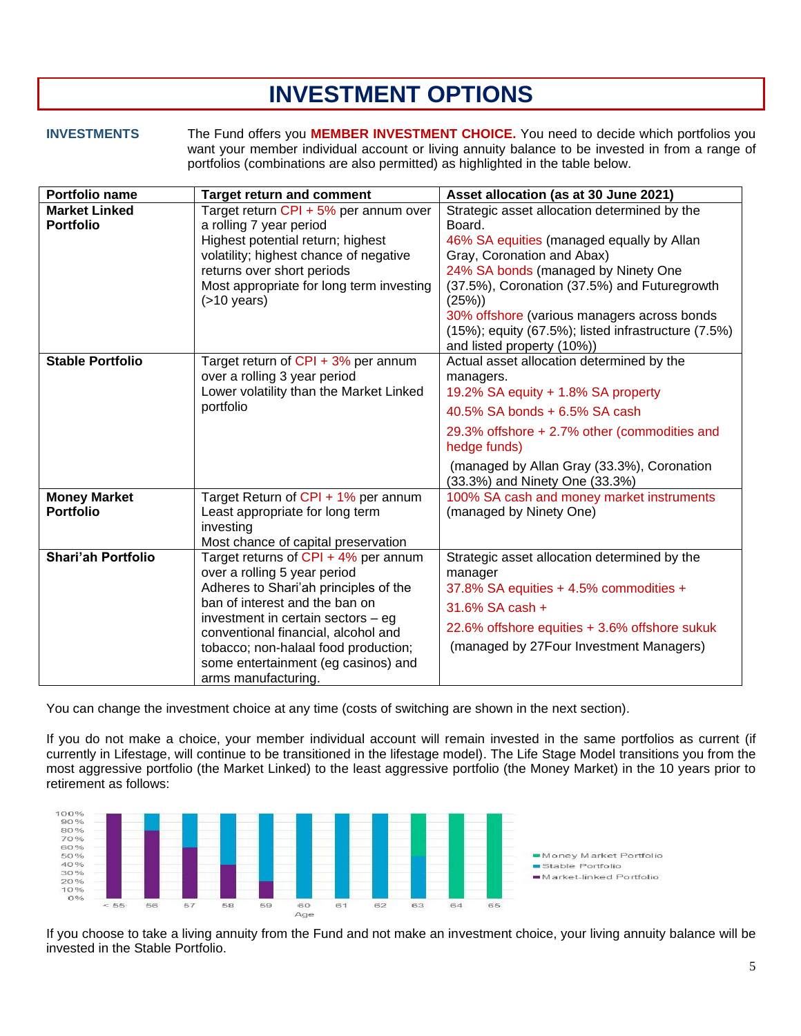# INVESTMENT OPTIONS

**INVESTMENTS**

The Fund offers you **MEMBER INVESTMENT CHOICE.** You need to decide which portfolios you want your member individual account or living annuity balance to be invested in from a range of portfolios (combinations are also permitted) as highlighted in the table below.

| Portfolio name | Target return and comment | Asset allocation (as at 30 June 2021) |
|---|---|---|
| **Market Linked Portfolio** | Target return CPI + 5% per annum over a rolling 7 year period<br>Highest potential return; highest volatility; highest chance of negative returns over short periods<br>Most appropriate for long term investing (>10 years) | Strategic asset allocation determined by the Board.<br>46% SA equities (managed equally by Allan Gray, Coronation and Abax)<br>24% SA bonds (managed by Ninety One (37.5%), Coronation (37.5%) and Futuregrowth (25%))<br>30% offshore (various managers across bonds (15%); equity (67.5%); listed infrastructure (7.5%) and listed property (10%)) |
| **Stable Portfolio** | Target return of CPI + 3% per annum over a rolling 3 year period<br>Lower volatility than the Market Linked portfolio | Actual asset allocation determined by the managers.<br>19.2% SA equity + 1.8% SA property<br>40.5% SA bonds + 6.5% SA cash<br>29.3% offshore + 2.7% other (commodities and hedge funds)<br>(managed by Allan Gray (33.3%), Coronation (33.3%) and Ninety One (33.3%) |
| **Money Market Portfolio** | Target Return of CPI + 1% per annum<br>Least appropriate for long term investing<br>Most chance of capital preservation | 100% SA cash and money market instruments (managed by Ninety One) |
| **Shari'ah Portfolio** | Target returns of CPI + 4% per annum over a rolling 5 year period<br>Adheres to Shari'ah principles of the ban of interest and the ban on investment in certain sectors – eg conventional financial, alcohol and tobacco; non-halaal food production; some entertainment (eg casinos) and arms manufacturing. | Strategic asset allocation determined by the manager<br>37.8% SA equities + 4.5% commodities +<br>31.6% SA cash +<br>22.6% offshore equities + 3.6% offshore sukuk<br>(managed by 27Four Investment Managers) |

You can change the investment choice at any time (costs of switching are shown in the next section).

If you do not make a choice, your member individual account will remain invested in the same portfolios as current (if currently in Lifestage, will continue to be transitioned in the lifestage model). The Life Stage Model transitions you from the most aggressive portfolio (the Market Linked) to the least aggressive portfolio (the Money Market) in the 10 years prior to retirement as follows:

If you choose to take a living annuity from the Fund and not make an investment choice, your living annuity balance will be invested in the Stable Portfolio.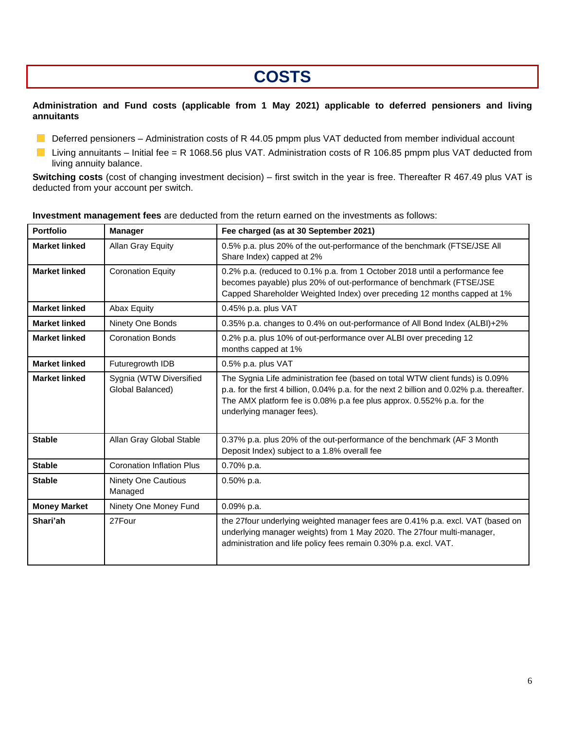# COSTS

**Administration and Fund costs (applicable from 1 May 2021) applicable to deferred pensioners and living annuitants**

- Deferred pensioners – Administration costs of R 44.05 pmpm plus VAT deducted from member individual account
- Living annuitants – Initial fee = R 1068.56 plus VAT. Administration costs of R 106.85 pmpm plus VAT deducted from living annuity balance.

**Switching costs** (cost of changing investment decision) – first switch in the year is free. Thereafter R 467.49 plus VAT is deducted from your account per switch.

**Investment management fees** are deducted from the return earned on the investments as follows:

| Portfolio | Manager | Fee charged (as at 30 September 2021) |
|---|---|---|
| **Market linked** | Allan Gray Equity | 0.5% p.a. plus 20% of the out-performance of the benchmark (FTSE/JSE All Share Index) capped at 2% |
| **Market linked** | Coronation Equity | 0.2% p.a. (reduced to 0.1% p.a. from 1 October 2018 until a performance fee becomes payable) plus 20% of out-performance of benchmark (FTSE/JSE Capped Shareholder Weighted Index) over preceding 12 months capped at 1% |
| **Market linked** | Abax Equity | 0.45% p.a. plus VAT |
| **Market linked** | Ninety One Bonds | 0.35% p.a. changes to 0.4% on out-performance of All Bond Index (ALBI)+2% |
| **Market linked** | Coronation Bonds | 0.2% p.a. plus 10% of out-performance over ALBI over preceding 12 months capped at 1% |
| **Market linked** | Futuregrowth IDB | 0.5% p.a. plus VAT |
| **Market linked** | Sygnia (WTW Diversified Global Balanced) | The Sygnia Life administration fee (based on total WTW client funds) is 0.09% p.a. for the first 4 billion, 0.04% p.a. for the next 2 billion and 0.02% p.a. thereafter. The AMX platform fee is 0.08% p.a fee plus approx. 0.552% p.a. for the underlying manager fees). |
| **Stable** | Allan Gray Global Stable | 0.37% p.a. plus 20% of the out-performance of the benchmark (AF 3 Month Deposit Index) subject to a 1.8% overall fee |
| **Stable** | Coronation Inflation Plus | 0.70% p.a. |
| **Stable** | Ninety One Cautious Managed | 0.50% p.a. |
| **Money Market** | Ninety One Money Fund | 0.09% p.a. |
| **Shari'ah** | 27Four | the 27four underlying weighted manager fees are 0.41% p.a. excl. VAT (based on underlying manager weights) from 1 May 2020. The 27four multi-manager, administration and life policy fees remain 0.30% p.a. excl. VAT. |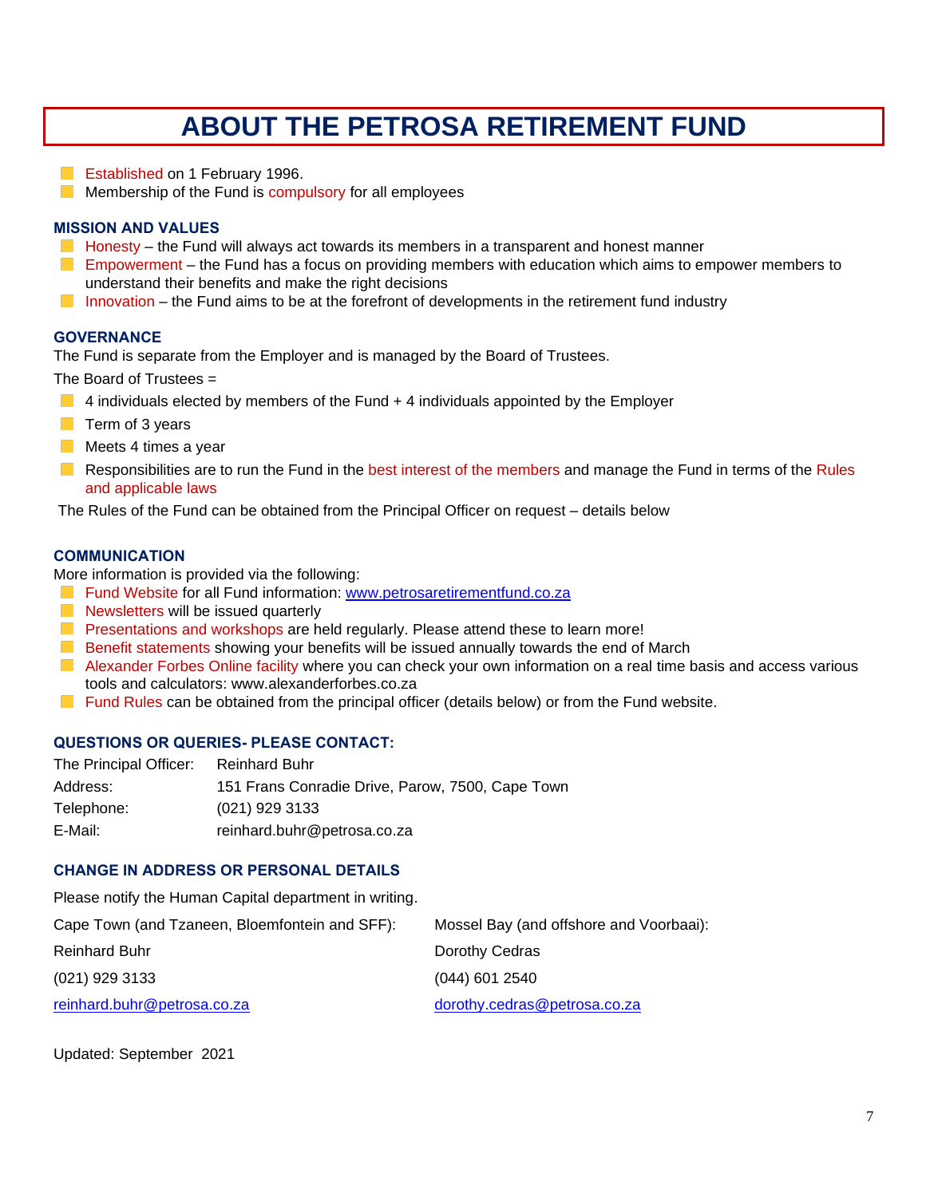# ABOUT THE PETROSA RETIREMENT FUND

- Established on 1 February 1996.
- Membership of the Fund is compulsory for all employees

## MISSION AND VALUES

- Honesty – the Fund will always act towards its members in a transparent and honest manner
- Empowerment – the Fund has a focus on providing members with education which aims to empower members to understand their benefits and make the right decisions
- Innovation – the Fund aims to be at the forefront of developments in the retirement fund industry

## GOVERNANCE

The Fund is separate from the Employer and is managed by the Board of Trustees.

The Board of Trustees =

- 4 individuals elected by members of the Fund + 4 individuals appointed by the Employer
- Term of 3 years
- Meets 4 times a year
- Responsibilities are to run the Fund in the best interest of the members and manage the Fund in terms of the Rules and applicable laws

The Rules of the Fund can be obtained from the Principal Officer on request – details below

## COMMUNICATION

More information is provided via the following:

- Fund Website for all Fund information: www.petrosaretirementfund.co.za
- Newsletters will be issued quarterly
- Presentations and workshops are held regularly. Please attend these to learn more!
- Benefit statements showing your benefits will be issued annually towards the end of March
- Alexander Forbes Online facility where you can check your own information on a real time basis and access various tools and calculators: www.alexanderforbes.co.za
- Fund Rules can be obtained from the principal officer (details below) or from the Fund website.

## QUESTIONS OR QUERIES- PLEASE CONTACT:

| | |
|---|---|
| The Principal Officer: | Reinhard Buhr |
| Address: | 151 Frans Conradie Drive, Parow, 7500, Cape Town |
| Telephone: | (021) 929 3133 |
| E-Mail: | reinhard.buhr@petrosa.co.za |

## CHANGE IN ADDRESS OR PERSONAL DETAILS

Please notify the Human Capital department in writing.

Cape Town (and Tzaneen, Bloemfontein and SFF):
Reinhard Buhr
(021) 929 3133
reinhard.buhr@petrosa.co.za

Mossel Bay (and offshore and Voorbaai):
Dorothy Cedras
(044) 601 2540
dorothy.cedras@petrosa.co.za

Updated: September 2021